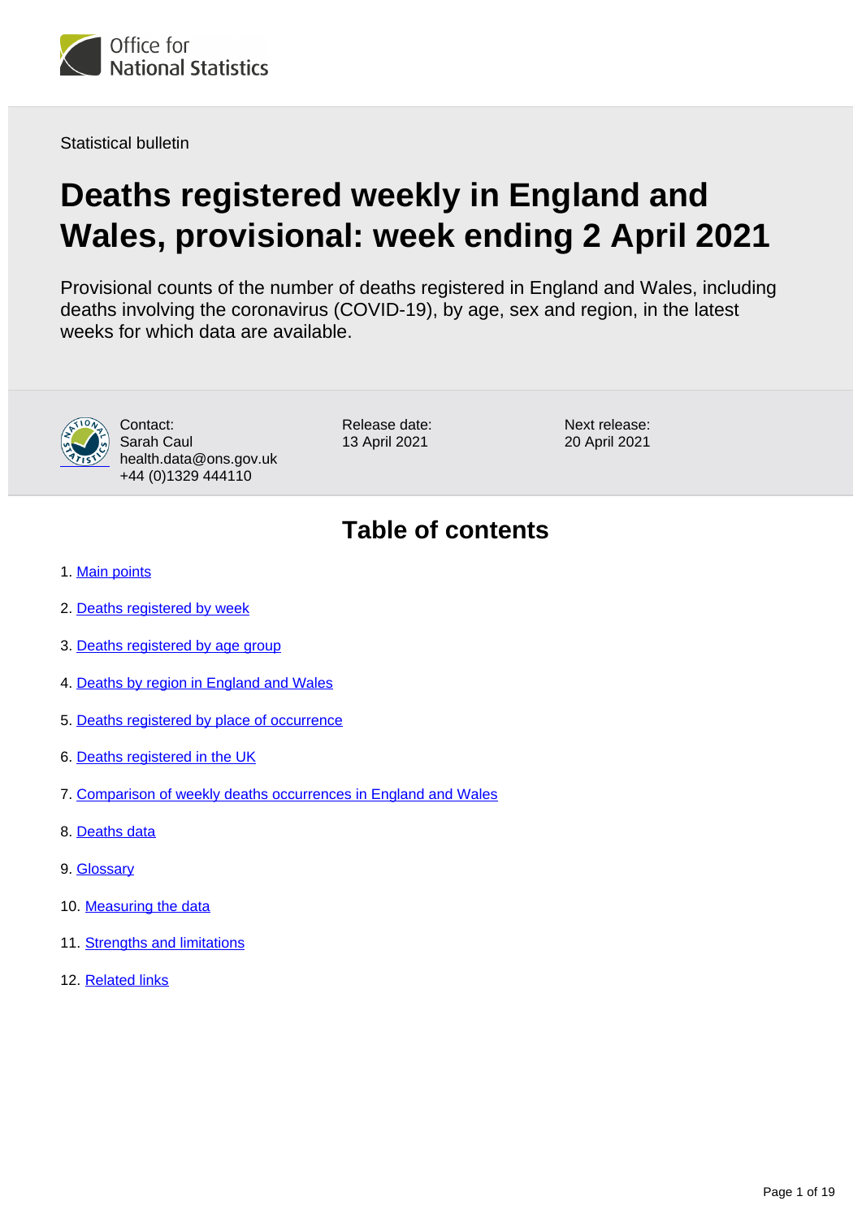Office for National Statistics

Statistical bulletin

# Deaths registered weekly in England and Wales, provisional: week ending 2 April 2021

Provisional counts of the number of deaths registered in England and Wales, including deaths involving the coronavirus (COVID-19), by age, sex and region, in the latest weeks for which data are available.

Contact:
Sarah Caul
health.data@ons.gov.uk
+44 (0)1329 444110

Release date:
13 April 2021

Next release:
20 April 2021

## Table of contents

1. Main points
2. Deaths registered by week
3. Deaths registered by age group
4. Deaths by region in England and Wales
5. Deaths registered by place of occurrence
6. Deaths registered in the UK
7. Comparison of weekly deaths occurrences in England and Wales
8. Deaths data
9. Glossary
10. Measuring the data
11. Strengths and limitations
12. Related links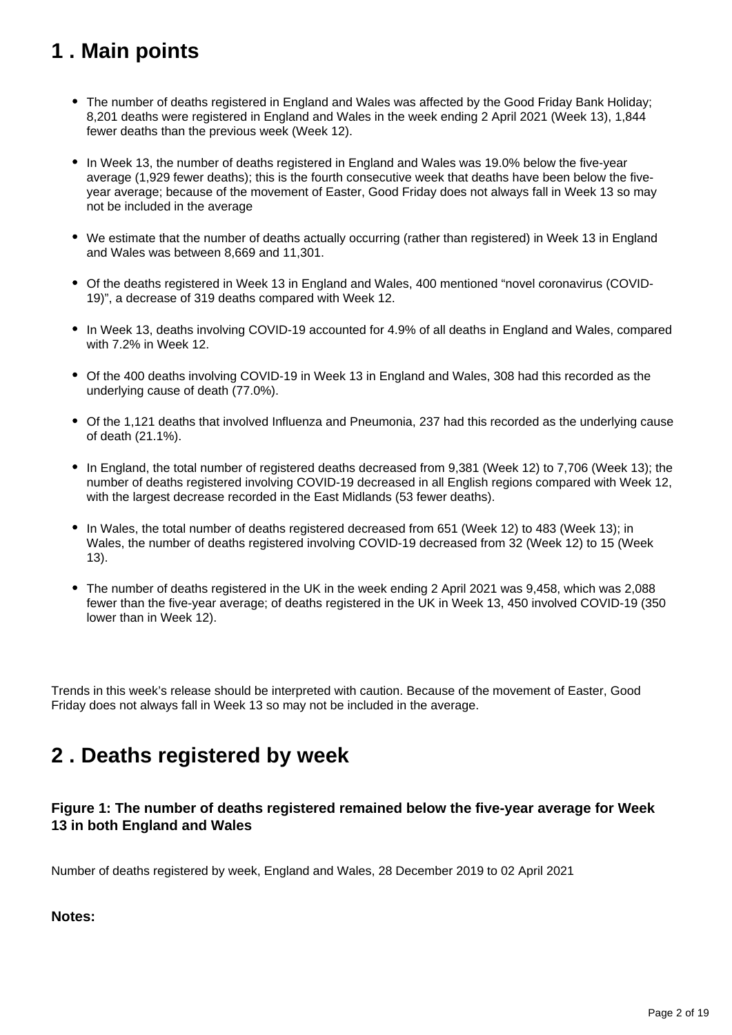## 1 . Main points

- The number of deaths registered in England and Wales was affected by the Good Friday Bank Holiday; 8,201 deaths were registered in England and Wales in the week ending 2 April 2021 (Week 13), 1,844 fewer deaths than the previous week (Week 12).

- In Week 13, the number of deaths registered in England and Wales was 19.0% below the five-year average (1,929 fewer deaths); this is the fourth consecutive week that deaths have been below the five-year average; because of the movement of Easter, Good Friday does not always fall in Week 13 so may not be included in the average

- We estimate that the number of deaths actually occurring (rather than registered) in Week 13 in England and Wales was between 8,669 and 11,301.

- Of the deaths registered in Week 13 in England and Wales, 400 mentioned “novel coronavirus (COVID-19)”, a decrease of 319 deaths compared with Week 12.

- In Week 13, deaths involving COVID-19 accounted for 4.9% of all deaths in England and Wales, compared with 7.2% in Week 12.

- Of the 400 deaths involving COVID-19 in Week 13 in England and Wales, 308 had this recorded as the underlying cause of death (77.0%).

- Of the 1,121 deaths that involved Influenza and Pneumonia, 237 had this recorded as the underlying cause of death (21.1%).

- In England, the total number of registered deaths decreased from 9,381 (Week 12) to 7,706 (Week 13); the number of deaths registered involving COVID-19 decreased in all English regions compared with Week 12, with the largest decrease recorded in the East Midlands (53 fewer deaths).

- In Wales, the total number of deaths registered decreased from 651 (Week 12) to 483 (Week 13); in Wales, the number of deaths registered involving COVID-19 decreased from 32 (Week 12) to 15 (Week 13).

- The number of deaths registered in the UK in the week ending 2 April 2021 was 9,458, which was 2,088 fewer than the five-year average; of deaths registered in the UK in Week 13, 450 involved COVID-19 (350 lower than in Week 12).

Trends in this week’s release should be interpreted with caution. Because of the movement of Easter, Good Friday does not always fall in Week 13 so may not be included in the average.

## 2 . Deaths registered by week

### Figure 1: The number of deaths registered remained below the five-year average for Week 13 in both England and Wales

Number of deaths registered by week, England and Wales, 28 December 2019 to 02 April 2021

**Notes:**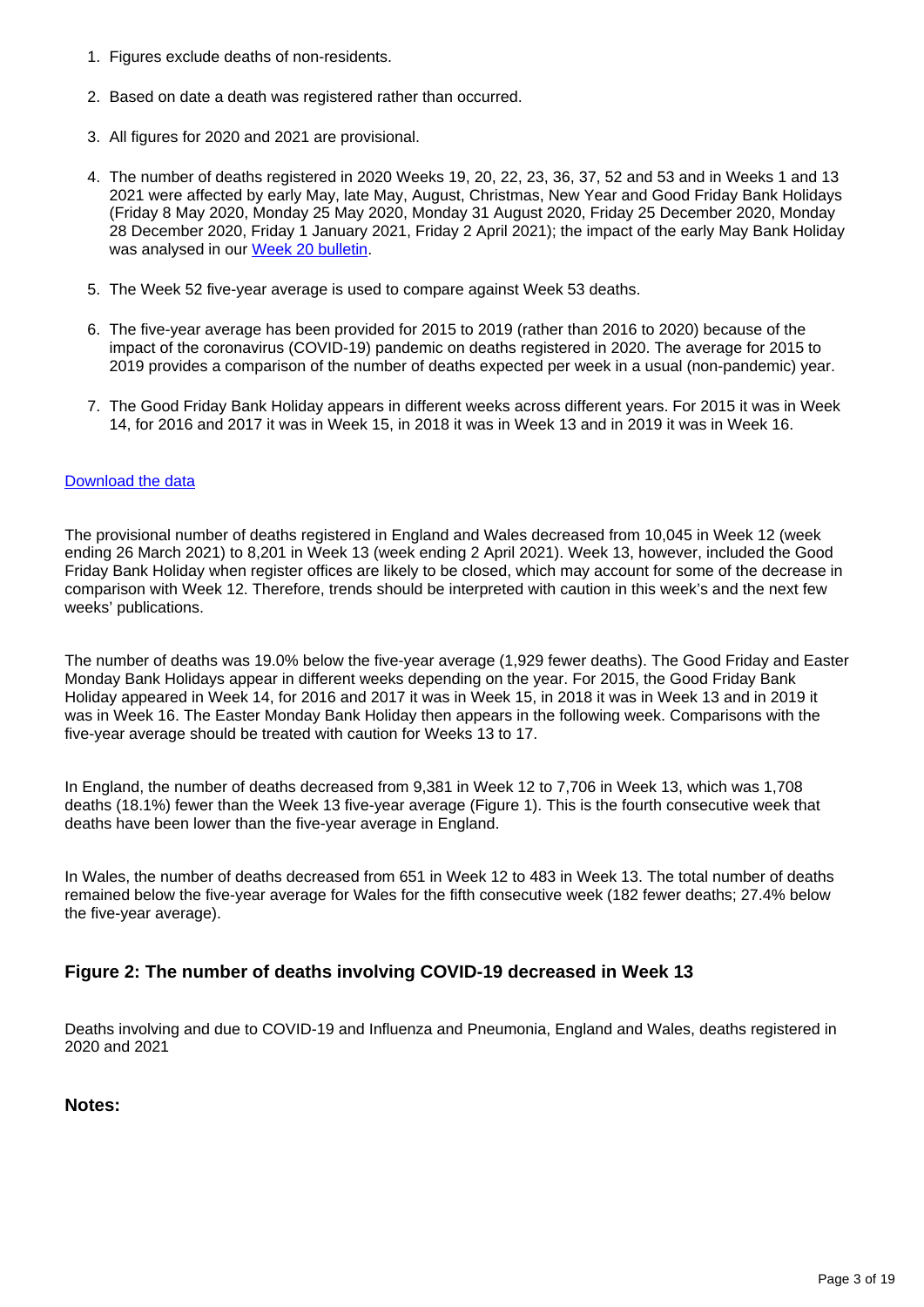1. Figures exclude deaths of non-residents.
2. Based on date a death was registered rather than occurred.
3. All figures for 2020 and 2021 are provisional.
4. The number of deaths registered in 2020 Weeks 19, 20, 22, 23, 36, 37, 52 and 53 and in Weeks 1 and 13 2021 were affected by early May, late May, August, Christmas, New Year and Good Friday Bank Holidays (Friday 8 May 2020, Monday 25 May 2020, Monday 31 August 2020, Friday 25 December 2020, Monday 28 December 2020, Friday 1 January 2021, Friday 2 April 2021); the impact of the early May Bank Holiday was analysed in our [Week 20 bulletin](#).
5. The Week 52 five-year average is used to compare against Week 53 deaths.
6. The five-year average has been provided for 2015 to 2019 (rather than 2016 to 2020) because of the impact of the coronavirus (COVID-19) pandemic on deaths registered in 2020. The average for 2015 to 2019 provides a comparison of the number of deaths expected per week in a usual (non-pandemic) year.
7. The Good Friday Bank Holiday appears in different weeks across different years. For 2015 it was in Week 14, for 2016 and 2017 it was in Week 15, in 2018 it was in Week 13 and in 2019 it was in Week 16.

[Download the data](#)

The provisional number of deaths registered in England and Wales decreased from 10,045 in Week 12 (week ending 26 March 2021) to 8,201 in Week 13 (week ending 2 April 2021). Week 13, however, included the Good Friday Bank Holiday when register offices are likely to be closed, which may account for some of the decrease in comparison with Week 12. Therefore, trends should be interpreted with caution in this week's and the next few weeks' publications.

The number of deaths was 19.0% below the five-year average (1,929 fewer deaths). The Good Friday and Easter Monday Bank Holidays appear in different weeks depending on the year. For 2015, the Good Friday Bank Holiday appeared in Week 14, for 2016 and 2017 it was in Week 15, in 2018 it was in Week 13 and in 2019 it was in Week 16. The Easter Monday Bank Holiday then appears in the following week. Comparisons with the five-year average should be treated with caution for Weeks 13 to 17.

In England, the number of deaths decreased from 9,381 in Week 12 to 7,706 in Week 13, which was 1,708 deaths (18.1%) fewer than the Week 13 five-year average (Figure 1). This is the fourth consecutive week that deaths have been lower than the five-year average in England.

In Wales, the number of deaths decreased from 651 in Week 12 to 483 in Week 13. The total number of deaths remained below the five-year average for Wales for the fifth consecutive week (182 fewer deaths; 27.4% below the five-year average).

### Figure 2: The number of deaths involving COVID-19 decreased in Week 13

Deaths involving and due to COVID-19 and Influenza and Pneumonia, England and Wales, deaths registered in 2020 and 2021

**Notes:**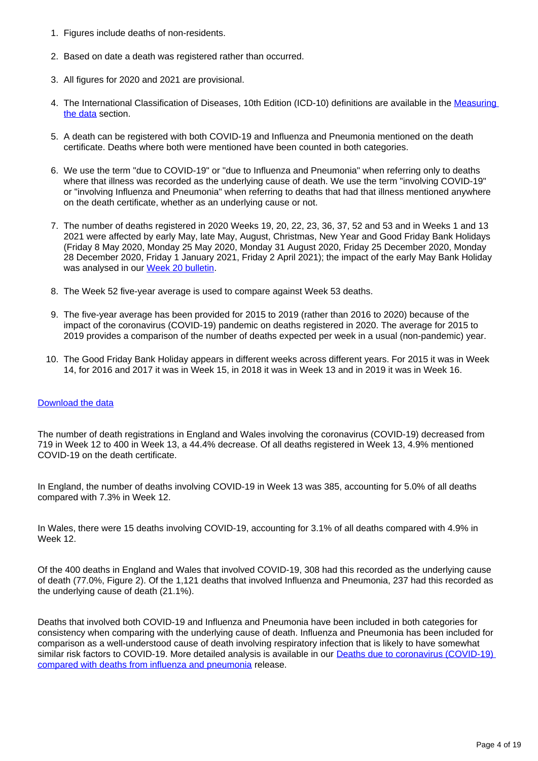1. Figures include deaths of non-residents.

2. Based on date a death was registered rather than occurred.

3. All figures for 2020 and 2021 are provisional.

4. The International Classification of Diseases, 10th Edition (ICD-10) definitions are available in the [Measuring the data] section.

5. A death can be registered with both COVID-19 and Influenza and Pneumonia mentioned on the death certificate. Deaths where both were mentioned have been counted in both categories.

6. We use the term "due to COVID-19" or "due to Influenza and Pneumonia" when referring only to deaths where that illness was recorded as the underlying cause of death. We use the term "involving COVID-19" or "involving Influenza and Pneumonia" when referring to deaths that had that illness mentioned anywhere on the death certificate, whether as an underlying cause or not.

7. The number of deaths registered in 2020 Weeks 19, 20, 22, 23, 36, 37, 52 and 53 and in Weeks 1 and 13 2021 were affected by early May, late May, August, Christmas, New Year and Good Friday Bank Holidays (Friday 8 May 2020, Monday 25 May 2020, Monday 31 August 2020, Friday 25 December 2020, Monday 28 December 2020, Friday 1 January 2021, Friday 2 April 2021); the impact of the early May Bank Holiday was analysed in our [Week 20 bulletin].

8. The Week 52 five-year average is used to compare against Week 53 deaths.

9. The five-year average has been provided for 2015 to 2019 (rather than 2016 to 2020) because of the impact of the coronavirus (COVID-19) pandemic on deaths registered in 2020. The average for 2015 to 2019 provides a comparison of the number of deaths expected per week in a usual (non-pandemic) year.

10. The Good Friday Bank Holiday appears in different weeks across different years. For 2015 it was in Week 14, for 2016 and 2017 it was in Week 15, in 2018 it was in Week 13 and in 2019 it was in Week 16.

[Download the data]

The number of death registrations in England and Wales involving the coronavirus (COVID-19) decreased from 719 in Week 12 to 400 in Week 13, a 44.4% decrease. Of all deaths registered in Week 13, 4.9% mentioned COVID-19 on the death certificate.

In England, the number of deaths involving COVID-19 in Week 13 was 385, accounting for 5.0% of all deaths compared with 7.3% in Week 12.

In Wales, there were 15 deaths involving COVID-19, accounting for 3.1% of all deaths compared with 4.9% in Week 12.

Of the 400 deaths in England and Wales that involved COVID-19, 308 had this recorded as the underlying cause of death (77.0%, Figure 2). Of the 1,121 deaths that involved Influenza and Pneumonia, 237 had this recorded as the underlying cause of death (21.1%).

Deaths that involved both COVID-19 and Influenza and Pneumonia have been included in both categories for consistency when comparing with the underlying cause of death. Influenza and Pneumonia has been included for comparison as a well-understood cause of death involving respiratory infection that is likely to have somewhat similar risk factors to COVID-19. More detailed analysis is available in our [Deaths due to coronavirus (COVID-19) compared with deaths from influenza and pneumonia] release.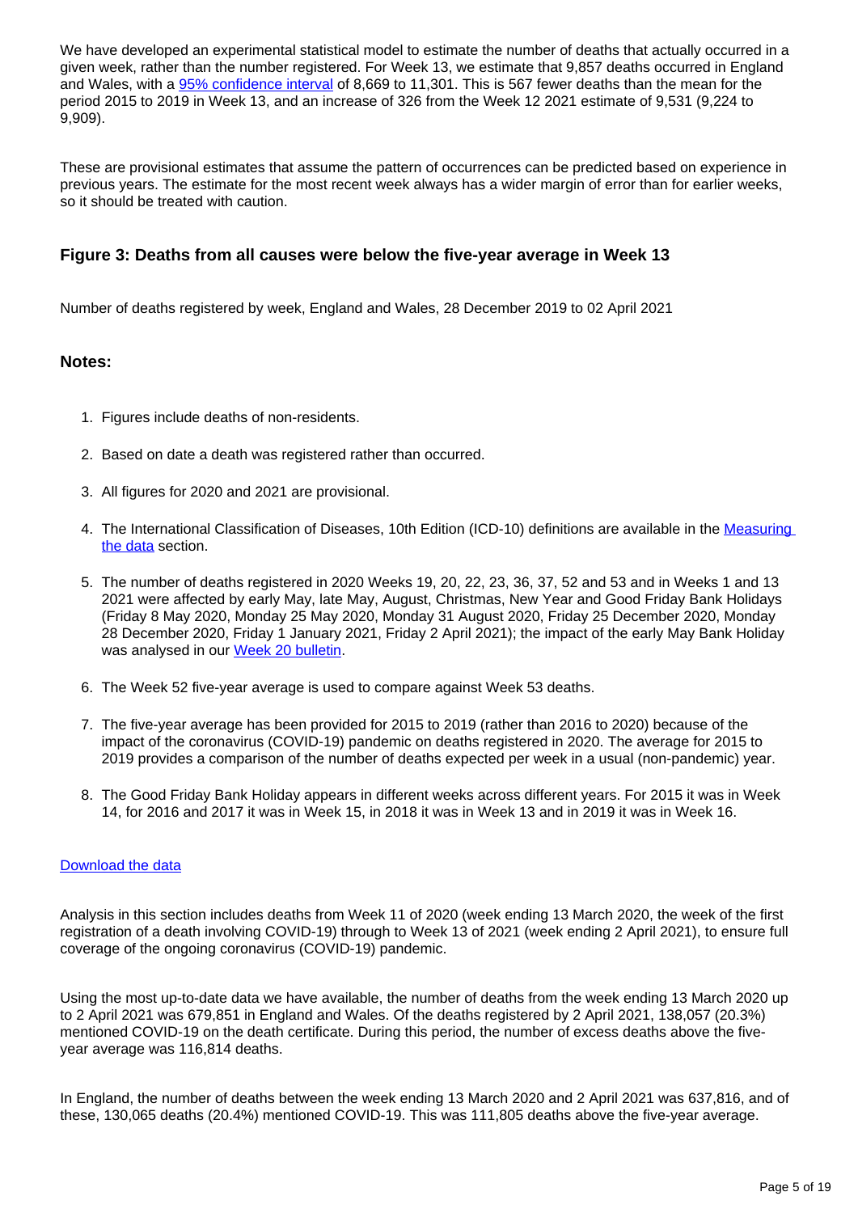We have developed an experimental statistical model to estimate the number of deaths that actually occurred in a given week, rather than the number registered. For Week 13, we estimate that 9,857 deaths occurred in England and Wales, with a 95% confidence interval of 8,669 to 11,301. This is 567 fewer deaths than the mean for the period 2015 to 2019 in Week 13, and an increase of 326 from the Week 12 2021 estimate of 9,531 (9,224 to 9,909).

These are provisional estimates that assume the pattern of occurrences can be predicted based on experience in previous years. The estimate for the most recent week always has a wider margin of error than for earlier weeks, so it should be treated with caution.

### Figure 3: Deaths from all causes were below the five-year average in Week 13

Number of deaths registered by week, England and Wales, 28 December 2019 to 02 April 2021

#### Notes:

1. Figures include deaths of non-residents.
2. Based on date a death was registered rather than occurred.
3. All figures for 2020 and 2021 are provisional.
4. The International Classification of Diseases, 10th Edition (ICD-10) definitions are available in the Measuring the data section.
5. The number of deaths registered in 2020 Weeks 19, 20, 22, 23, 36, 37, 52 and 53 and in Weeks 1 and 13 2021 were affected by early May, late May, August, Christmas, New Year and Good Friday Bank Holidays (Friday 8 May 2020, Monday 25 May 2020, Monday 31 August 2020, Friday 25 December 2020, Monday 28 December 2020, Friday 1 January 2021, Friday 2 April 2021); the impact of the early May Bank Holiday was analysed in our Week 20 bulletin.
6. The Week 52 five-year average is used to compare against Week 53 deaths.
7. The five-year average has been provided for 2015 to 2019 (rather than 2016 to 2020) because of the impact of the coronavirus (COVID-19) pandemic on deaths registered in 2020. The average for 2015 to 2019 provides a comparison of the number of deaths expected per week in a usual (non-pandemic) year.
8. The Good Friday Bank Holiday appears in different weeks across different years. For 2015 it was in Week 14, for 2016 and 2017 it was in Week 15, in 2018 it was in Week 13 and in 2019 it was in Week 16.

Download the data

Analysis in this section includes deaths from Week 11 of 2020 (week ending 13 March 2020, the week of the first registration of a death involving COVID-19) through to Week 13 of 2021 (week ending 2 April 2021), to ensure full coverage of the ongoing coronavirus (COVID-19) pandemic.

Using the most up-to-date data we have available, the number of deaths from the week ending 13 March 2020 up to 2 April 2021 was 679,851 in England and Wales. Of the deaths registered by 2 April 2021, 138,057 (20.3%) mentioned COVID-19 on the death certificate. During this period, the number of excess deaths above the five-year average was 116,814 deaths.

In England, the number of deaths between the week ending 13 March 2020 and 2 April 2021 was 637,816, and of these, 130,065 deaths (20.4%) mentioned COVID-19. This was 111,805 deaths above the five-year average.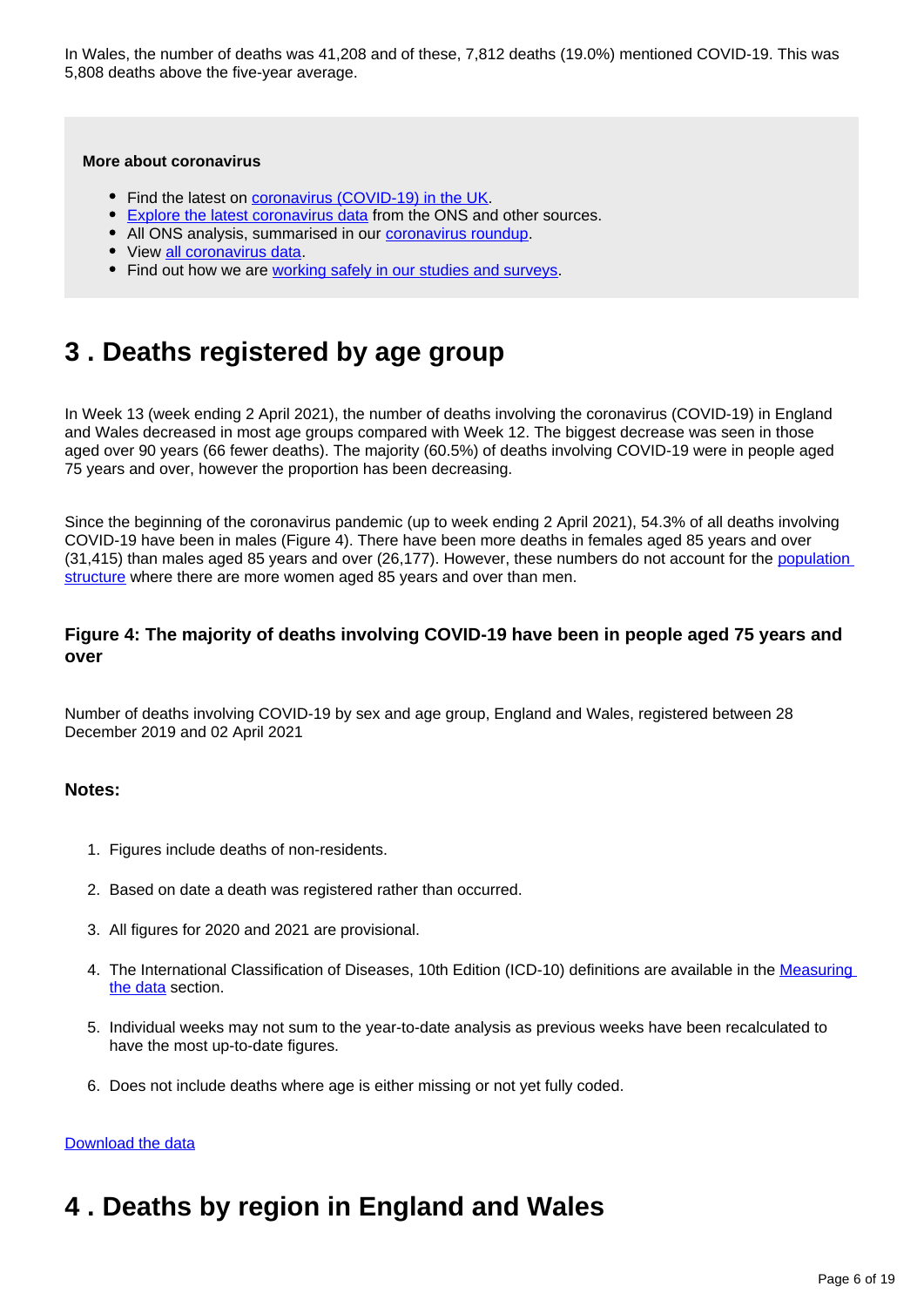In Wales, the number of deaths was 41,208 and of these, 7,812 deaths (19.0%) mentioned COVID-19. This was 5,808 deaths above the five-year average.

**More about coronavirus**

- Find the latest on coronavirus (COVID-19) in the UK.
- Explore the latest coronavirus data from the ONS and other sources.
- All ONS analysis, summarised in our coronavirus roundup.
- View all coronavirus data.
- Find out how we are working safely in our studies and surveys.

# 3 . Deaths registered by age group

In Week 13 (week ending 2 April 2021), the number of deaths involving the coronavirus (COVID-19) in England and Wales decreased in most age groups compared with Week 12. The biggest decrease was seen in those aged over 90 years (66 fewer deaths). The majority (60.5%) of deaths involving COVID-19 were in people aged 75 years and over, however the proportion has been decreasing.

Since the beginning of the coronavirus pandemic (up to week ending 2 April 2021), 54.3% of all deaths involving COVID-19 have been in males (Figure 4). There have been more deaths in females aged 85 years and over (31,415) than males aged 85 years and over (26,177). However, these numbers do not account for the population structure where there are more women aged 85 years and over than men.

### Figure 4: The majority of deaths involving COVID-19 have been in people aged 75 years and over

Number of deaths involving COVID-19 by sex and age group, England and Wales, registered between 28 December 2019 and 02 April 2021

### Notes:

1. Figures include deaths of non-residents.
2. Based on date a death was registered rather than occurred.
3. All figures for 2020 and 2021 are provisional.
4. The International Classification of Diseases, 10th Edition (ICD-10) definitions are available in the Measuring the data section.
5. Individual weeks may not sum to the year-to-date analysis as previous weeks have been recalculated to have the most up-to-date figures.
6. Does not include deaths where age is either missing or not yet fully coded.

Download the data

# 4 . Deaths by region in England and Wales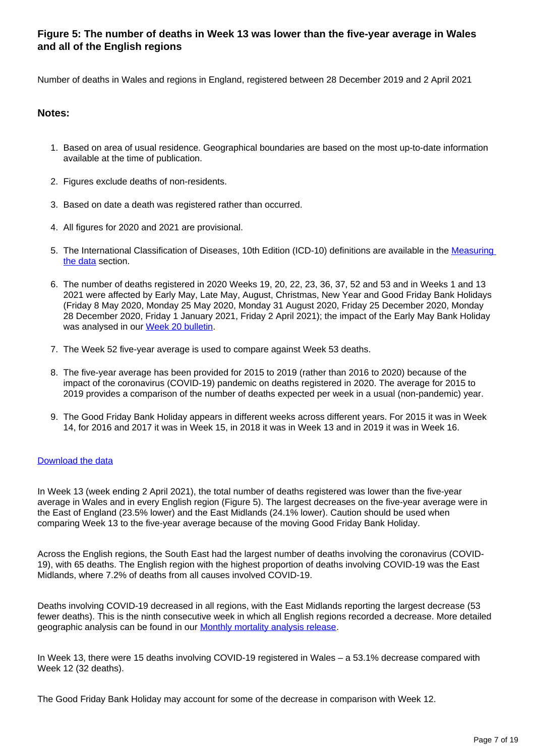### Figure 5: The number of deaths in Week 13 was lower than the five-year average in Wales and all of the English regions

Number of deaths in Wales and regions in England, registered between 28 December 2019 and 2 April 2021

**Notes:**

1. Based on area of usual residence. Geographical boundaries are based on the most up-to-date information available at the time of publication.
2. Figures exclude deaths of non-residents.
3. Based on date a death was registered rather than occurred.
4. All figures for 2020 and 2021 are provisional.
5. The International Classification of Diseases, 10th Edition (ICD-10) definitions are available in the [Measuring the data]() section.
6. The number of deaths registered in 2020 Weeks 19, 20, 22, 23, 36, 37, 52 and 53 and in Weeks 1 and 13 2021 were affected by Early May, Late May, August, Christmas, New Year and Good Friday Bank Holidays (Friday 8 May 2020, Monday 25 May 2020, Monday 31 August 2020, Friday 25 December 2020, Monday 28 December 2020, Friday 1 January 2021, Friday 2 April 2021); the impact of the Early May Bank Holiday was analysed in our [Week 20 bulletin]().
7. The Week 52 five-year average is used to compare against Week 53 deaths.
8. The five-year average has been provided for 2015 to 2019 (rather than 2016 to 2020) because of the impact of the coronavirus (COVID-19) pandemic on deaths registered in 2020. The average for 2015 to 2019 provides a comparison of the number of deaths expected per week in a usual (non-pandemic) year.
9. The Good Friday Bank Holiday appears in different weeks across different years. For 2015 it was in Week 14, for 2016 and 2017 it was in Week 15, in 2018 it was in Week 13 and in 2019 it was in Week 16.

[Download the data]()

In Week 13 (week ending 2 April 2021), the total number of deaths registered was lower than the five-year average in Wales and in every English region (Figure 5). The largest decreases on the five-year average were in the East of England (23.5% lower) and the East Midlands (24.1% lower). Caution should be used when comparing Week 13 to the five-year average because of the moving Good Friday Bank Holiday.

Across the English regions, the South East had the largest number of deaths involving the coronavirus (COVID-19), with 65 deaths. The English region with the highest proportion of deaths involving COVID-19 was the East Midlands, where 7.2% of deaths from all causes involved COVID-19.

Deaths involving COVID-19 decreased in all regions, with the East Midlands reporting the largest decrease (53 fewer deaths). This is the ninth consecutive week in which all English regions recorded a decrease. More detailed geographic analysis can be found in our [Monthly mortality analysis release]().

In Week 13, there were 15 deaths involving COVID-19 registered in Wales – a 53.1% decrease compared with Week 12 (32 deaths).

The Good Friday Bank Holiday may account for some of the decrease in comparison with Week 12.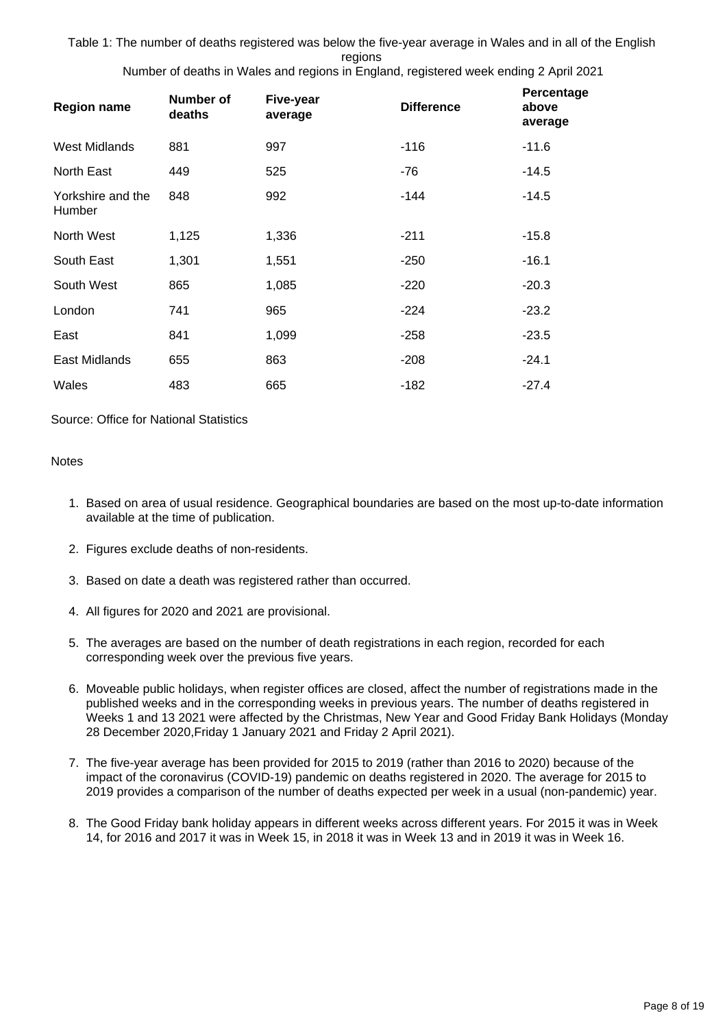Table 1: The number of deaths registered was below the five-year average in Wales and in all of the English regions

Number of deaths in Wales and regions in England, registered week ending 2 April 2021

| Region name | Number of deaths | Five-year average | Difference | Percentage above average |
|---|---|---|---|---|
| West Midlands | 881 | 997 | -116 | -11.6 |
| North East | 449 | 525 | -76 | -14.5 |
| Yorkshire and the Humber | 848 | 992 | -144 | -14.5 |
| North West | 1,125 | 1,336 | -211 | -15.8 |
| South East | 1,301 | 1,551 | -250 | -16.1 |
| South West | 865 | 1,085 | -220 | -20.3 |
| London | 741 | 965 | -224 | -23.2 |
| East | 841 | 1,099 | -258 | -23.5 |
| East Midlands | 655 | 863 | -208 | -24.1 |
| Wales | 483 | 665 | -182 | -27.4 |

Source: Office for National Statistics

Notes

1. Based on area of usual residence. Geographical boundaries are based on the most up-to-date information available at the time of publication.
2. Figures exclude deaths of non-residents.
3. Based on date a death was registered rather than occurred.
4. All figures for 2020 and 2021 are provisional.
5. The averages are based on the number of death registrations in each region, recorded for each corresponding week over the previous five years.
6. Moveable public holidays, when register offices are closed, affect the number of registrations made in the published weeks and in the corresponding weeks in previous years. The number of deaths registered in Weeks 1 and 13 2021 were affected by the Christmas, New Year and Good Friday Bank Holidays (Monday 28 December 2020,Friday 1 January 2021 and Friday 2 April 2021).
7. The five-year average has been provided for 2015 to 2019 (rather than 2016 to 2020) because of the impact of the coronavirus (COVID-19) pandemic on deaths registered in 2020. The average for 2015 to 2019 provides a comparison of the number of deaths expected per week in a usual (non-pandemic) year.
8. The Good Friday bank holiday appears in different weeks across different years. For 2015 it was in Week 14, for 2016 and 2017 it was in Week 15, in 2018 it was in Week 13 and in 2019 it was in Week 16.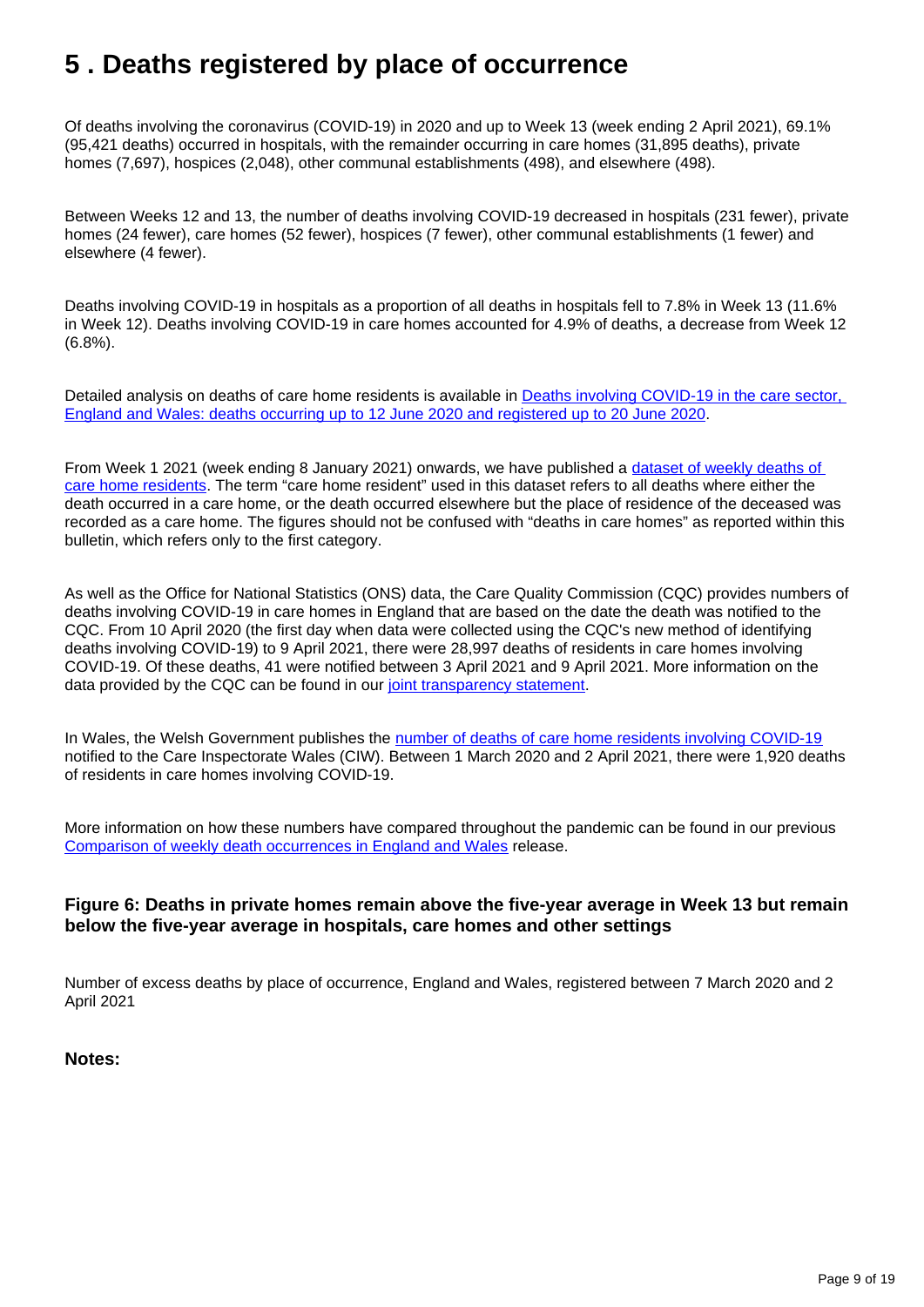# 5 . Deaths registered by place of occurrence

Of deaths involving the coronavirus (COVID-19) in 2020 and up to Week 13 (week ending 2 April 2021), 69.1% (95,421 deaths) occurred in hospitals, with the remainder occurring in care homes (31,895 deaths), private homes (7,697), hospices (2,048), other communal establishments (498), and elsewhere (498).

Between Weeks 12 and 13, the number of deaths involving COVID-19 decreased in hospitals (231 fewer), private homes (24 fewer), care homes (52 fewer), hospices (7 fewer), other communal establishments (1 fewer) and elsewhere (4 fewer).

Deaths involving COVID-19 in hospitals as a proportion of all deaths in hospitals fell to 7.8% in Week 13 (11.6% in Week 12). Deaths involving COVID-19 in care homes accounted for 4.9% of deaths, a decrease from Week 12 (6.8%).

Detailed analysis on deaths of care home residents is available in [Deaths involving COVID-19 in the care sector, England and Wales: deaths occurring up to 12 June 2020 and registered up to 20 June 2020](#).

From Week 1 2021 (week ending 8 January 2021) onwards, we have published a [dataset of weekly deaths of care home residents](#). The term "care home resident" used in this dataset refers to all deaths where either the death occurred in a care home, or the death occurred elsewhere but the place of residence of the deceased was recorded as a care home. The figures should not be confused with "deaths in care homes" as reported within this bulletin, which refers only to the first category.

As well as the Office for National Statistics (ONS) data, the Care Quality Commission (CQC) provides numbers of deaths involving COVID-19 in care homes in England that are based on the date the death was notified to the CQC. From 10 April 2020 (the first day when data were collected using the CQC's new method of identifying deaths involving COVID-19) to 9 April 2021, there were 28,997 deaths of residents in care homes involving COVID-19. Of these deaths, 41 were notified between 3 April 2021 and 9 April 2021. More information on the data provided by the CQC can be found in our [joint transparency statement](#).

In Wales, the Welsh Government publishes the [number of deaths of care home residents involving COVID-19](#) notified to the Care Inspectorate Wales (CIW). Between 1 March 2020 and 2 April 2021, there were 1,920 deaths of residents in care homes involving COVID-19.

More information on how these numbers have compared throughout the pandemic can be found in our previous [Comparison of weekly death occurrences in England and Wales](#) release.

### Figure 6: Deaths in private homes remain above the five-year average in Week 13 but remain below the five-year average in hospitals, care homes and other settings

Number of excess deaths by place of occurrence, England and Wales, registered between 7 March 2020 and 2 April 2021

**Notes:**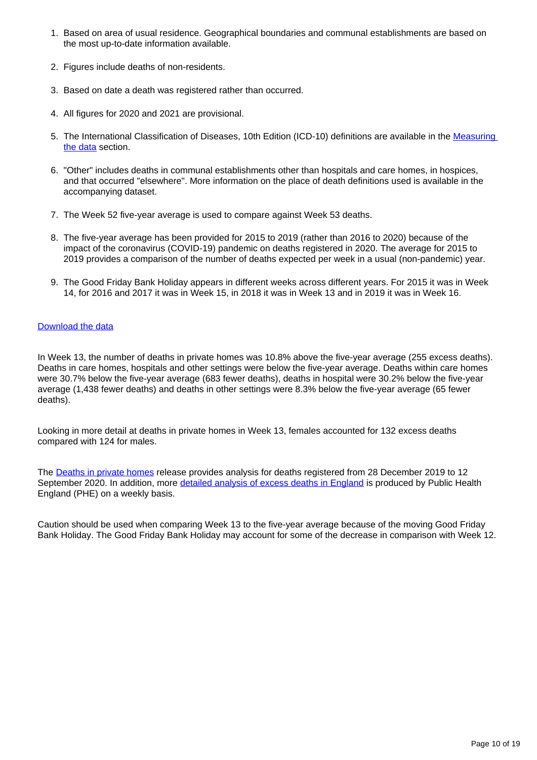1. Based on area of usual residence. Geographical boundaries and communal establishments are based on the most up-to-date information available.

2. Figures include deaths of non-residents.

3. Based on date a death was registered rather than occurred.

4. All figures for 2020 and 2021 are provisional.

5. The International Classification of Diseases, 10th Edition (ICD-10) definitions are available in the [Measuring the data]() section.

6. "Other" includes deaths in communal establishments other than hospitals and care homes, in hospices, and that occurred "elsewhere". More information on the place of death definitions used is available in the accompanying dataset.

7. The Week 52 five-year average is used to compare against Week 53 deaths.

8. The five-year average has been provided for 2015 to 2019 (rather than 2016 to 2020) because of the impact of the coronavirus (COVID-19) pandemic on deaths registered in 2020. The average for 2015 to 2019 provides a comparison of the number of deaths expected per week in a usual (non-pandemic) year.

9. The Good Friday Bank Holiday appears in different weeks across different years. For 2015 it was in Week 14, for 2016 and 2017 it was in Week 15, in 2018 it was in Week 13 and in 2019 it was in Week 16.

[Download the data]()

In Week 13, the number of deaths in private homes was 10.8% above the five-year average (255 excess deaths). Deaths in care homes, hospitals and other settings were below the five-year average. Deaths within care homes were 30.7% below the five-year average (683 fewer deaths), deaths in hospital were 30.2% below the five-year average (1,438 fewer deaths) and deaths in other settings were 8.3% below the five-year average (65 fewer deaths).

Looking in more detail at deaths in private homes in Week 13, females accounted for 132 excess deaths compared with 124 for males.

The [Deaths in private homes]() release provides analysis for deaths registered from 28 December 2019 to 12 September 2020. In addition, more [detailed analysis of excess deaths in England]() is produced by Public Health England (PHE) on a weekly basis.

Caution should be used when comparing Week 13 to the five-year average because of the moving Good Friday Bank Holiday. The Good Friday Bank Holiday may account for some of the decrease in comparison with Week 12.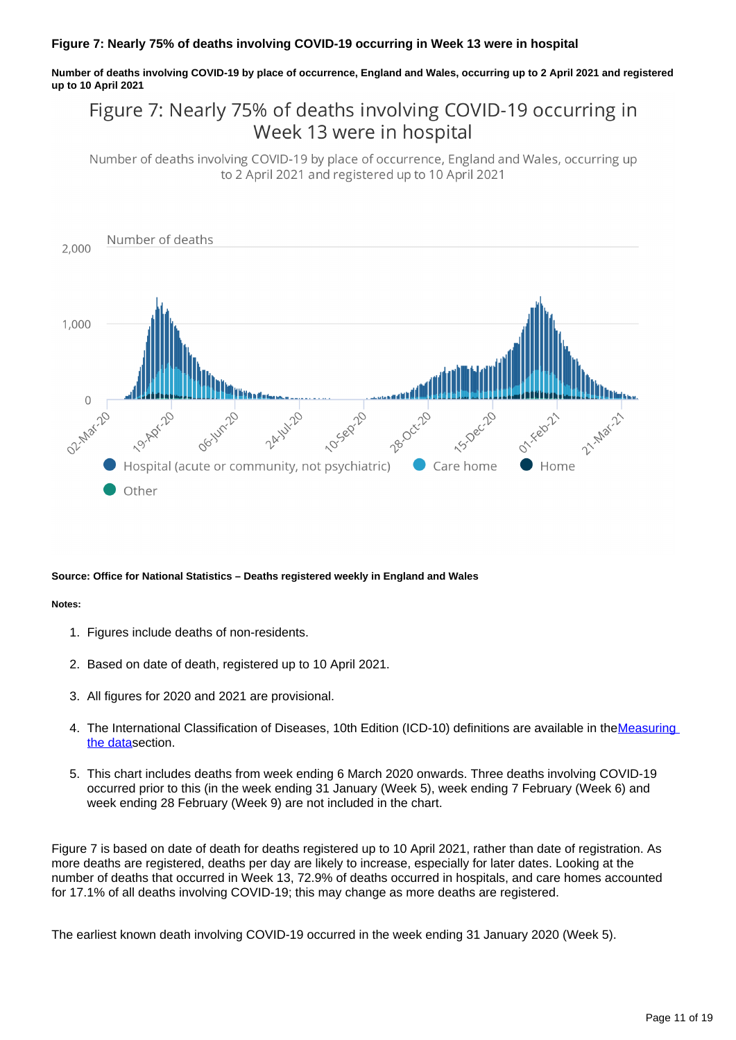### Figure 7: Nearly 75% of deaths involving COVID-19 occurring in Week 13 were in hospital

**Number of deaths involving COVID-19 by place of occurrence, England and Wales, occurring up to 2 April 2021 and registered up to 10 April 2021**

**Source: Office for National Statistics – Deaths registered weekly in England and Wales**

**Notes:**

1. Figures include deaths of non-residents.
2. Based on date of death, registered up to 10 April 2021.
3. All figures for 2020 and 2021 are provisional.
4. The International Classification of Diseases, 10th Edition (ICD-10) definitions are available in the [Measuring the data](#) section.
5. This chart includes deaths from week ending 6 March 2020 onwards. Three deaths involving COVID-19 occurred prior to this (in the week ending 31 January (Week 5), week ending 7 February (Week 6) and week ending 28 February (Week 9) are not included in the chart.

Figure 7 is based on date of death for deaths registered up to 10 April 2021, rather than date of registration. As more deaths are registered, deaths per day are likely to increase, especially for later dates. Looking at the number of deaths that occurred in Week 13, 72.9% of deaths occurred in hospitals, and care homes accounted for 17.1% of all deaths involving COVID-19; this may change as more deaths are registered.

The earliest known death involving COVID-19 occurred in the week ending 31 January 2020 (Week 5).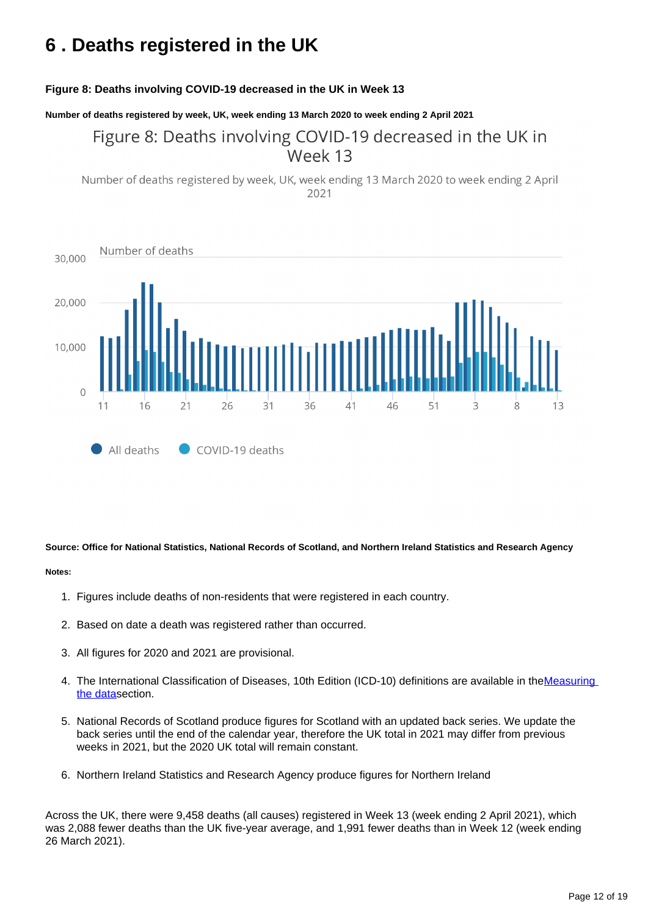# 6 . Deaths registered in the UK

**Figure 8: Deaths involving COVID-19 decreased in the UK in Week 13**

**Number of deaths registered by week, UK, week ending 13 March 2020 to week ending 2 April 2021**

**Source: Office for National Statistics, National Records of Scotland, and Northern Ireland Statistics and Research Agency**

**Notes:**

1. Figures include deaths of non-residents that were registered in each country.
2. Based on date a death was registered rather than occurred.
3. All figures for 2020 and 2021 are provisional.
4. The International Classification of Diseases, 10th Edition (ICD-10) definitions are available in the [Measuring the data](#) section.
5. National Records of Scotland produce figures for Scotland with an updated back series. We update the back series until the end of the calendar year, therefore the UK total in 2021 may differ from previous weeks in 2021, but the 2020 UK total will remain constant.
6. Northern Ireland Statistics and Research Agency produce figures for Northern Ireland

Across the UK, there were 9,458 deaths (all causes) registered in Week 13 (week ending 2 April 2021), which was 2,088 fewer deaths than the UK five-year average, and 1,991 fewer deaths than in Week 12 (week ending 26 March 2021).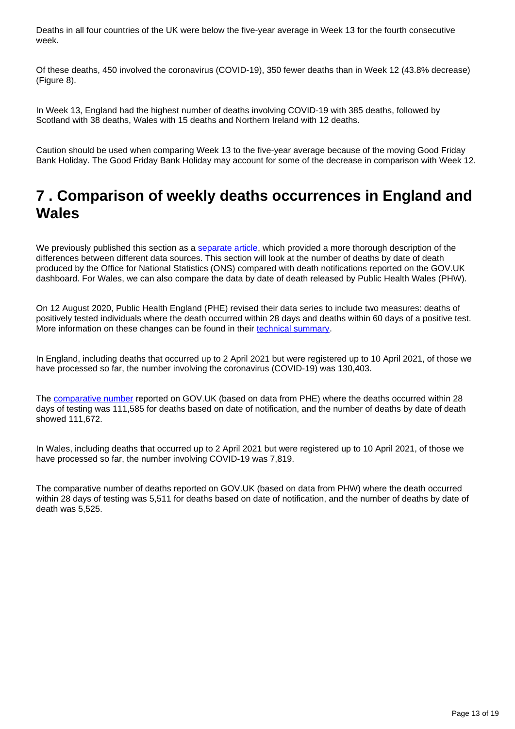Deaths in all four countries of the UK were below the five-year average in Week 13 for the fourth consecutive week.

Of these deaths, 450 involved the coronavirus (COVID-19), 350 fewer deaths than in Week 12 (43.8% decrease) (Figure 8).

In Week 13, England had the highest number of deaths involving COVID-19 with 385 deaths, followed by Scotland with 38 deaths, Wales with 15 deaths and Northern Ireland with 12 deaths.

Caution should be used when comparing Week 13 to the five-year average because of the moving Good Friday Bank Holiday. The Good Friday Bank Holiday may account for some of the decrease in comparison with Week 12.

## 7 . Comparison of weekly deaths occurrences in England and Wales

We previously published this section as a separate article, which provided a more thorough description of the differences between different data sources. This section will look at the number of deaths by date of death produced by the Office for National Statistics (ONS) compared with death notifications reported on the GOV.UK dashboard. For Wales, we can also compare the data by date of death released by Public Health Wales (PHW).

On 12 August 2020, Public Health England (PHE) revised their data series to include two measures: deaths of positively tested individuals where the death occurred within 28 days and deaths within 60 days of a positive test. More information on these changes can be found in their technical summary.

In England, including deaths that occurred up to 2 April 2021 but were registered up to 10 April 2021, of those we have processed so far, the number involving the coronavirus (COVID-19) was 130,403.

The comparative number reported on GOV.UK (based on data from PHE) where the deaths occurred within 28 days of testing was 111,585 for deaths based on date of notification, and the number of deaths by date of death showed 111,672.

In Wales, including deaths that occurred up to 2 April 2021 but were registered up to 10 April 2021, of those we have processed so far, the number involving COVID-19 was 7,819.

The comparative number of deaths reported on GOV.UK (based on data from PHW) where the death occurred within 28 days of testing was 5,511 for deaths based on date of notification, and the number of deaths by date of death was 5,525.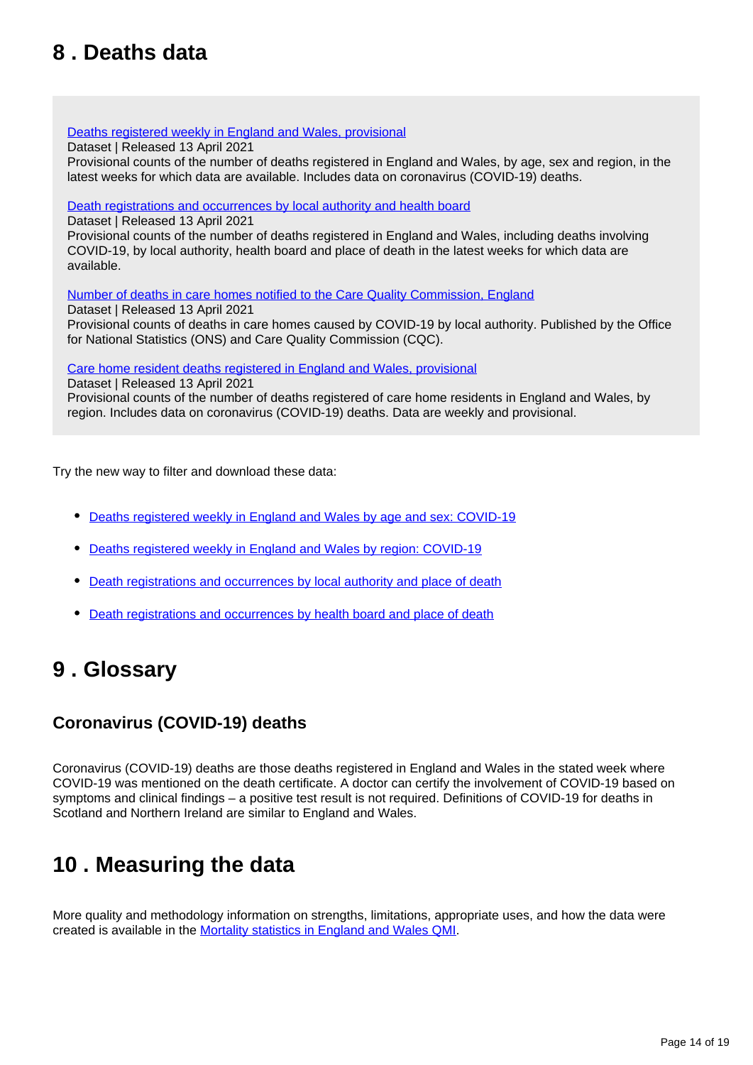## 8 . Deaths data

Deaths registered weekly in England and Wales, provisional
Dataset | Released 13 April 2021
Provisional counts of the number of deaths registered in England and Wales, by age, sex and region, in the latest weeks for which data are available. Includes data on coronavirus (COVID-19) deaths.

Death registrations and occurrences by local authority and health board
Dataset | Released 13 April 2021
Provisional counts of the number of deaths registered in England and Wales, including deaths involving COVID-19, by local authority, health board and place of death in the latest weeks for which data are available.

Number of deaths in care homes notified to the Care Quality Commission, England
Dataset | Released 13 April 2021
Provisional counts of deaths in care homes caused by COVID-19 by local authority. Published by the Office for National Statistics (ONS) and Care Quality Commission (CQC).

Care home resident deaths registered in England and Wales, provisional
Dataset | Released 13 April 2021
Provisional counts of the number of deaths registered of care home residents in England and Wales, by region. Includes data on coronavirus (COVID-19) deaths. Data are weekly and provisional.

Try the new way to filter and download these data:

- Deaths registered weekly in England and Wales by age and sex: COVID-19
- Deaths registered weekly in England and Wales by region: COVID-19
- Death registrations and occurrences by local authority and place of death
- Death registrations and occurrences by health board and place of death

## 9 . Glossary

### Coronavirus (COVID-19) deaths

Coronavirus (COVID-19) deaths are those deaths registered in England and Wales in the stated week where COVID-19 was mentioned on the death certificate. A doctor can certify the involvement of COVID-19 based on symptoms and clinical findings – a positive test result is not required. Definitions of COVID-19 for deaths in Scotland and Northern Ireland are similar to England and Wales.

## 10 . Measuring the data

More quality and methodology information on strengths, limitations, appropriate uses, and how the data were created is available in the Mortality statistics in England and Wales QMI.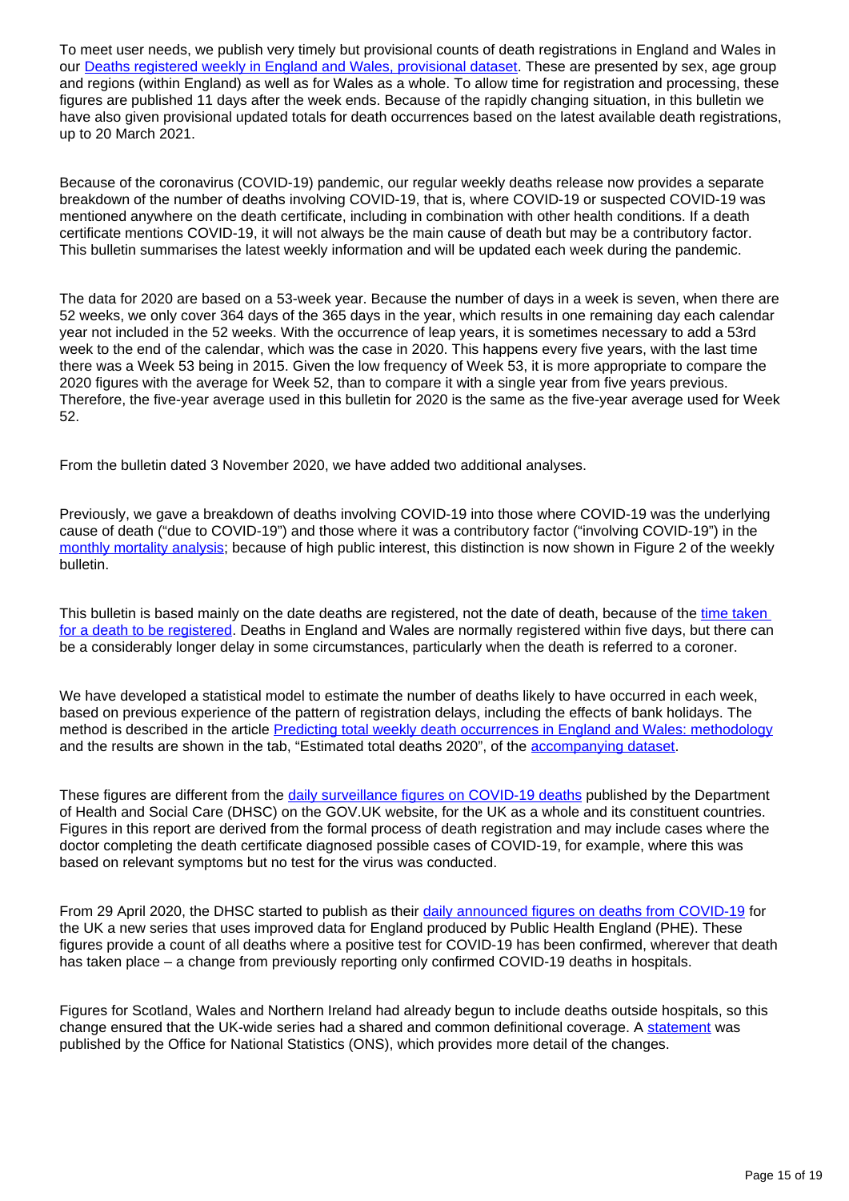To meet user needs, we publish very timely but provisional counts of death registrations in England and Wales in our Deaths registered weekly in England and Wales, provisional dataset. These are presented by sex, age group and regions (within England) as well as for Wales as a whole. To allow time for registration and processing, these figures are published 11 days after the week ends. Because of the rapidly changing situation, in this bulletin we have also given provisional updated totals for death occurrences based on the latest available death registrations, up to 20 March 2021.

Because of the coronavirus (COVID-19) pandemic, our regular weekly deaths release now provides a separate breakdown of the number of deaths involving COVID-19, that is, where COVID-19 or suspected COVID-19 was mentioned anywhere on the death certificate, including in combination with other health conditions. If a death certificate mentions COVID-19, it will not always be the main cause of death but may be a contributory factor. This bulletin summarises the latest weekly information and will be updated each week during the pandemic.

The data for 2020 are based on a 53-week year. Because the number of days in a week is seven, when there are 52 weeks, we only cover 364 days of the 365 days in the year, which results in one remaining day each calendar year not included in the 52 weeks. With the occurrence of leap years, it is sometimes necessary to add a 53rd week to the end of the calendar, which was the case in 2020. This happens every five years, with the last time there was a Week 53 being in 2015. Given the low frequency of Week 53, it is more appropriate to compare the 2020 figures with the average for Week 52, than to compare it with a single year from five years previous. Therefore, the five-year average used in this bulletin for 2020 is the same as the five-year average used for Week 52.

From the bulletin dated 3 November 2020, we have added two additional analyses.

Previously, we gave a breakdown of deaths involving COVID-19 into those where COVID-19 was the underlying cause of death ("due to COVID-19") and those where it was a contributory factor ("involving COVID-19") in the monthly mortality analysis; because of high public interest, this distinction is now shown in Figure 2 of the weekly bulletin.

This bulletin is based mainly on the date deaths are registered, not the date of death, because of the time taken for a death to be registered. Deaths in England and Wales are normally registered within five days, but there can be a considerably longer delay in some circumstances, particularly when the death is referred to a coroner.

We have developed a statistical model to estimate the number of deaths likely to have occurred in each week, based on previous experience of the pattern of registration delays, including the effects of bank holidays. The method is described in the article Predicting total weekly death occurrences in England and Wales: methodology and the results are shown in the tab, "Estimated total deaths 2020", of the accompanying dataset.

These figures are different from the daily surveillance figures on COVID-19 deaths published by the Department of Health and Social Care (DHSC) on the GOV.UK website, for the UK as a whole and its constituent countries. Figures in this report are derived from the formal process of death registration and may include cases where the doctor completing the death certificate diagnosed possible cases of COVID-19, for example, where this was based on relevant symptoms but no test for the virus was conducted.

From 29 April 2020, the DHSC started to publish as their daily announced figures on deaths from COVID-19 for the UK a new series that uses improved data for England produced by Public Health England (PHE). These figures provide a count of all deaths where a positive test for COVID-19 has been confirmed, wherever that death has taken place – a change from previously reporting only confirmed COVID-19 deaths in hospitals.

Figures for Scotland, Wales and Northern Ireland had already begun to include deaths outside hospitals, so this change ensured that the UK-wide series had a shared and common definitional coverage. A statement was published by the Office for National Statistics (ONS), which provides more detail of the changes.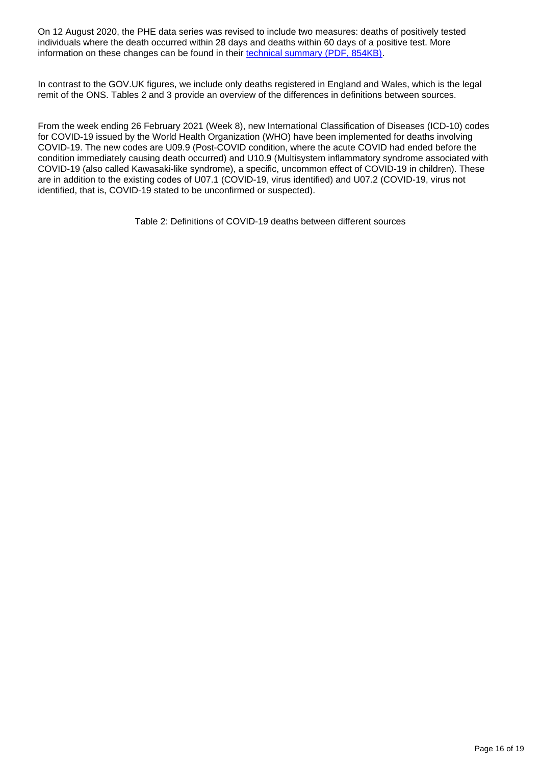On 12 August 2020, the PHE data series was revised to include two measures: deaths of positively tested individuals where the death occurred within 28 days and deaths within 60 days of a positive test. More information on these changes can be found in their [technical summary (PDF, 854KB)](https://).

In contrast to the GOV.UK figures, we include only deaths registered in England and Wales, which is the legal remit of the ONS. Tables 2 and 3 provide an overview of the differences in definitions between sources.

From the week ending 26 February 2021 (Week 8), new International Classification of Diseases (ICD-10) codes for COVID-19 issued by the World Health Organization (WHO) have been implemented for deaths involving COVID-19. The new codes are U09.9 (Post-COVID condition, where the acute COVID had ended before the condition immediately causing death occurred) and U10.9 (Multisystem inflammatory syndrome associated with COVID-19 (also called Kawasaki-like syndrome), a specific, uncommon effect of COVID-19 in children). These are in addition to the existing codes of U07.1 (COVID-19, virus identified) and U07.2 (COVID-19, virus not identified, that is, COVID-19 stated to be unconfirmed or suspected).

Table 2: Definitions of COVID-19 deaths between different sources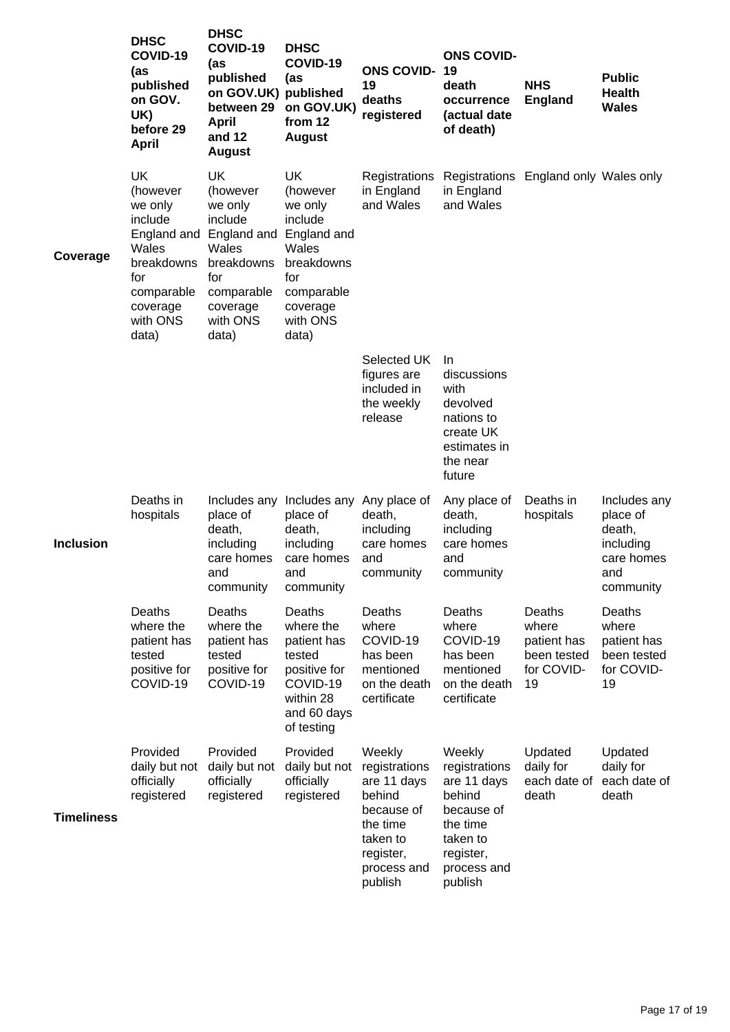| | DHSC COVID-19 (as published on GOV. UK) before 29 April | DHSC COVID-19 (as published on GOV.UK) between 29 April and 12 August | DHSC COVID-19 (as published on GOV.UK) from 12 August | ONS COVID-19 deaths registered | ONS COVID-19 death occurrence (actual date of death) | NHS England | Public Health Wales |
|---|---|---|---|---|---|---|---|
| Coverage | UK (however we only include England and Wales breakdowns for comparable coverage with ONS data) | UK (however we only include England and Wales breakdowns for comparable coverage with ONS data) | UK (however we only include England and Wales breakdowns for comparable coverage with ONS data) | Registrations in England and Wales | Registrations in England and Wales | England only | Wales only |
| | | | | Selected UK figures are included in the weekly release | In discussions with devolved nations to create UK estimates in the near future | | |
| Inclusion | Deaths in hospitals | Includes any place of death, including care homes and community | Includes any place of death, including care homes and community | Any place of death, including care homes and community | Any place of death, including care homes and community | Deaths in hospitals | Includes any place of death, including care homes and community |
| | Deaths where the patient has tested positive for COVID-19 | Deaths where the patient has tested positive for COVID-19 | Deaths where the patient has tested positive for COVID-19 within 28 and 60 days of testing | Deaths where COVID-19 has been mentioned on the death certificate | Deaths where COVID-19 has been mentioned on the death certificate | Deaths where patient has been tested for COVID-19 | Deaths where patient has been tested for COVID-19 |
| Timeliness | Provided daily but not officially registered | Provided daily but not officially registered | Provided daily but not officially registered | Weekly registrations are 11 days behind because of the time taken to register, process and publish | Weekly registrations are 11 days behind because of the time taken to register, process and publish | Updated daily for each date of death | Updated daily for each date of death |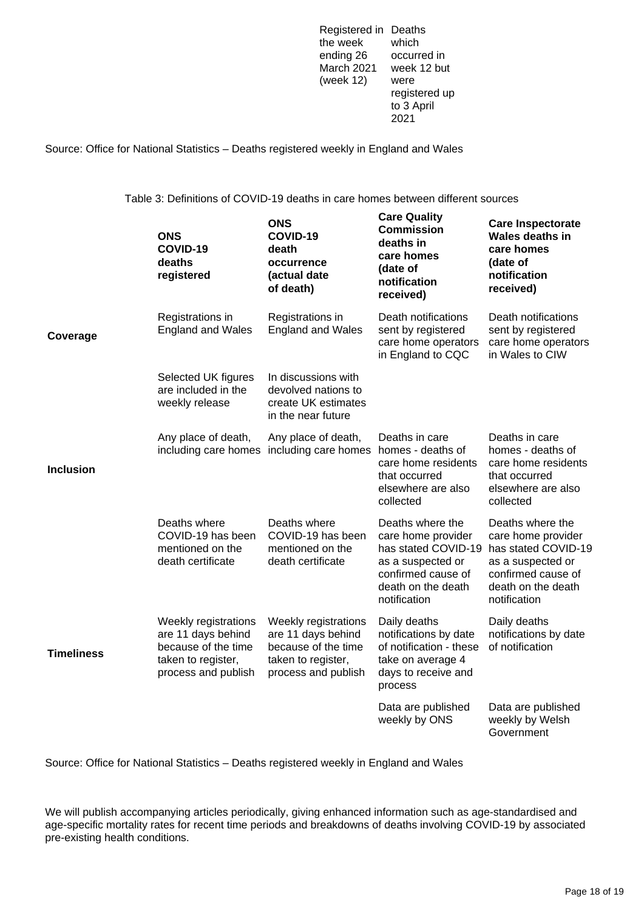| Registered in the week ending 26 March 2021 (week 12) | Deaths which occurred in week 12 but were registered up to 3 April 2021 |
|---|---|

Source: Office for National Statistics – Deaths registered weekly in England and Wales

Table 3: Definitions of COVID-19 deaths in care homes between different sources

| | **ONS COVID-19 deaths registered** | **ONS COVID-19 death occurrence (actual date of death)** | **Care Quality Commission deaths in care homes (date of notification received)** | **Care Inspectorate Wales deaths in care homes (date of notification received)** |
|---|---|---|---|---|
| **Coverage** | Registrations in England and Wales | Registrations in England and Wales | Death notifications sent by registered care home operators in England to CQC | Death notifications sent by registered care home operators in Wales to CIW |
| | Selected UK figures are included in the weekly release | In discussions with devolved nations to create UK estimates in the near future | | |
| **Inclusion** | Any place of death, including care homes | Any place of death, including care homes | Deaths in care homes - deaths of care home residents that occurred elsewhere are also collected | Deaths in care homes - deaths of care home residents that occurred elsewhere are also collected |
| | Deaths where COVID-19 has been mentioned on the death certificate | Deaths where COVID-19 has been mentioned on the death certificate | Deaths where the care home provider has stated COVID-19 as a suspected or confirmed cause of death on the death notification | Deaths where the care home provider has stated COVID-19 as a suspected or confirmed cause of death on the death notification |
| **Timeliness** | Weekly registrations are 11 days behind because of the time taken to register, process and publish | Weekly registrations are 11 days behind because of the time taken to register, process and publish | Daily deaths notifications by date of notification - these take on average 4 days to receive and process | Daily deaths notifications by date of notification |
| | | | Data are published weekly by ONS | Data are published weekly by Welsh Government |

Source: Office for National Statistics – Deaths registered weekly in England and Wales

We will publish accompanying articles periodically, giving enhanced information such as age-standardised and age-specific mortality rates for recent time periods and breakdowns of deaths involving COVID-19 by associated pre-existing health conditions.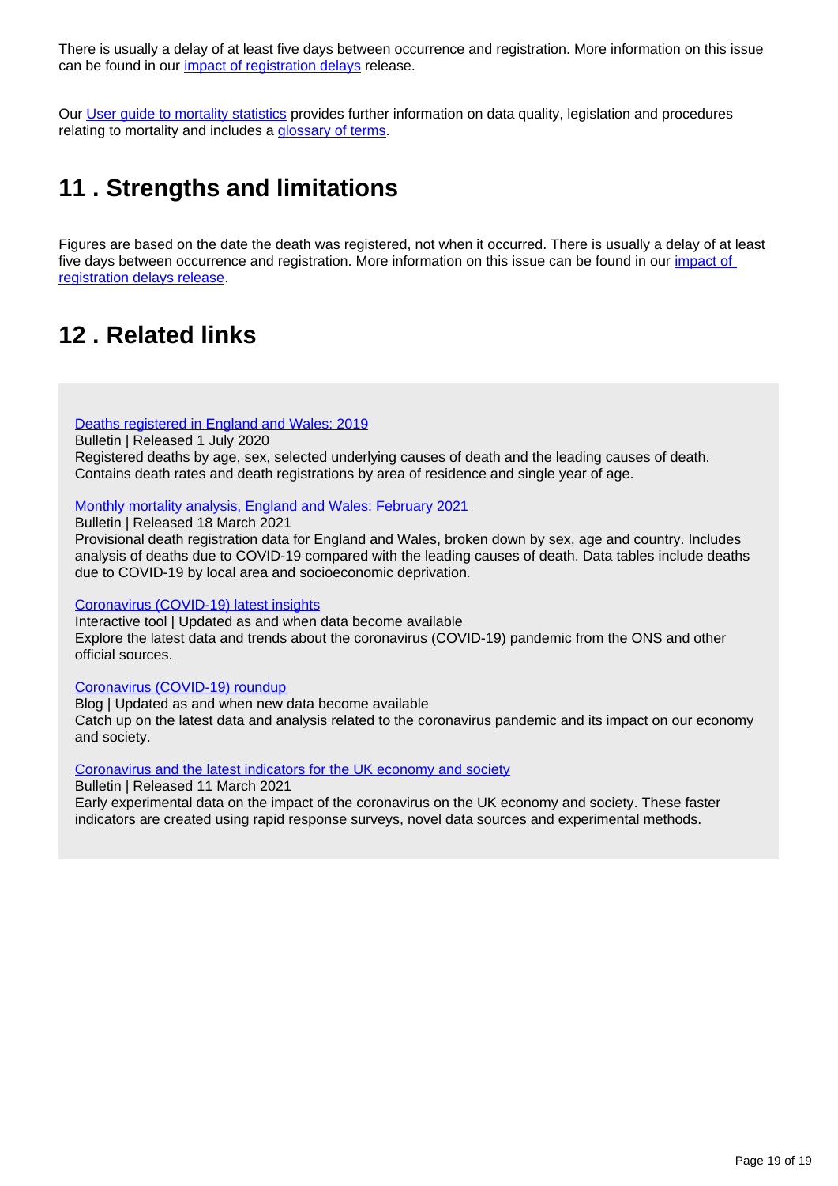There is usually a delay of at least five days between occurrence and registration. More information on this issue can be found in our impact of registration delays release.

Our User guide to mortality statistics provides further information on data quality, legislation and procedures relating to mortality and includes a glossary of terms.

## 11 . Strengths and limitations

Figures are based on the date the death was registered, not when it occurred. There is usually a delay of at least five days between occurrence and registration. More information on this issue can be found in our impact of registration delays release.

## 12 . Related links

Deaths registered in England and Wales: 2019
Bulletin | Released 1 July 2020
Registered deaths by age, sex, selected underlying causes of death and the leading causes of death. Contains death rates and death registrations by area of residence and single year of age.

Monthly mortality analysis, England and Wales: February 2021
Bulletin | Released 18 March 2021
Provisional death registration data for England and Wales, broken down by sex, age and country. Includes analysis of deaths due to COVID-19 compared with the leading causes of death. Data tables include deaths due to COVID-19 by local area and socioeconomic deprivation.

Coronavirus (COVID-19) latest insights
Interactive tool | Updated as and when data become available
Explore the latest data and trends about the coronavirus (COVID-19) pandemic from the ONS and other official sources.

Coronavirus (COVID-19) roundup
Blog | Updated as and when new data become available
Catch up on the latest data and analysis related to the coronavirus pandemic and its impact on our economy and society.

Coronavirus and the latest indicators for the UK economy and society
Bulletin | Released 11 March 2021
Early experimental data on the impact of the coronavirus on the UK economy and society. These faster indicators are created using rapid response surveys, novel data sources and experimental methods.